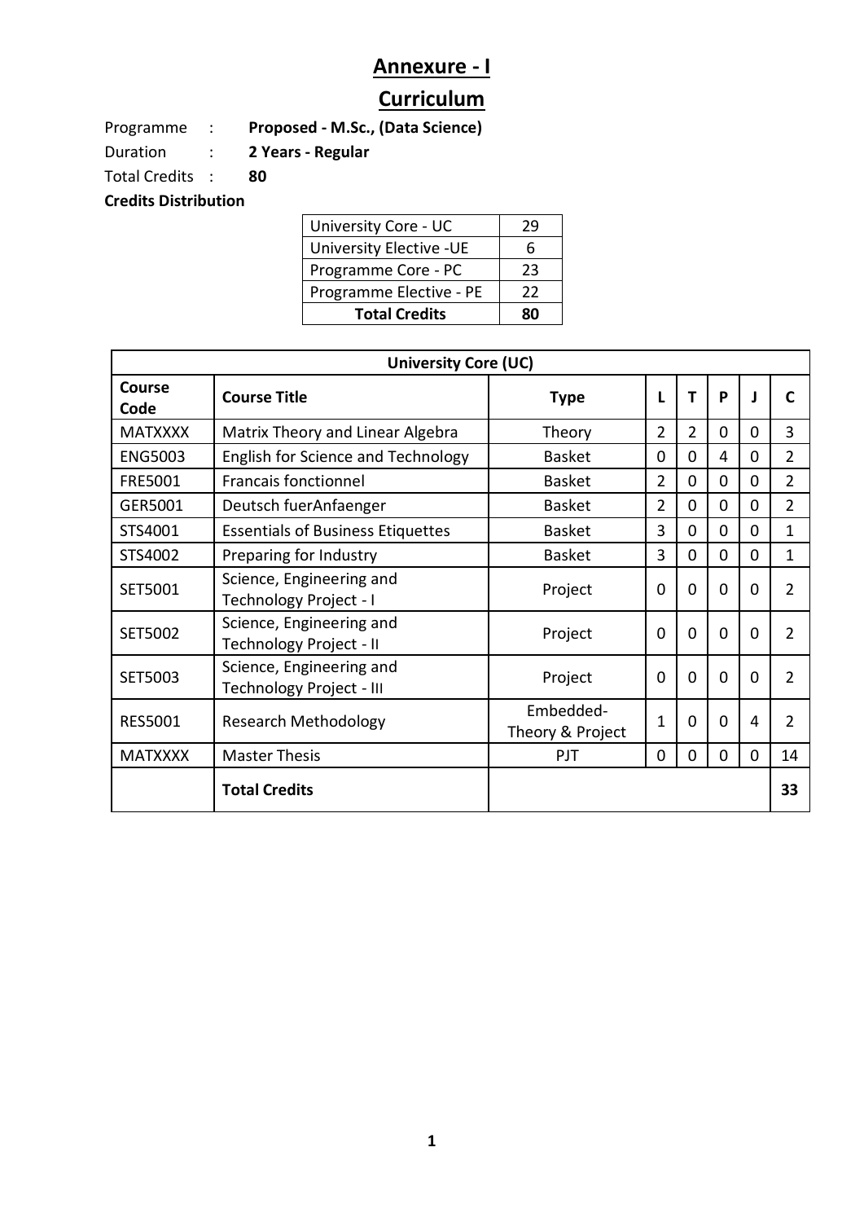# Annexure - I

## Curriculum

Programme : **Proposed - M.Sc., (Data Science)**

Duration : **2 Years - Regular**

Total Credits : **80**

**Credits Distribution**

| University Core - UC | 29 |
|---|---|
| University Elective -UE | 6 |
| Programme Core - PC | 23 |
| Programme Elective - PE | 22 |
| **Total Credits** | **80** |

| **University Core (UC)** | | | | | | | |
|---|---|---|---|---|---|---|---|
| **Course Code** | **Course Title** | **Type** | **L** | **T** | **P** | **J** | **C** |
| MATXXXX | Matrix Theory and Linear Algebra | Theory | 2 | 2 | 0 | 0 | 3 |
| ENG5003 | English for Science and Technology | Basket | 0 | 0 | 4 | 0 | 2 |
| FRE5001 | Francais fonctionnel | Basket | 2 | 0 | 0 | 0 | 2 |
| GER5001 | Deutsch fuerAnfaenger | Basket | 2 | 0 | 0 | 0 | 2 |
| STS4001 | Essentials of Business Etiquettes | Basket | 3 | 0 | 0 | 0 | 1 |
| STS4002 | Preparing for Industry | Basket | 3 | 0 | 0 | 0 | 1 |
| SET5001 | Science, Engineering and Technology Project - I | Project | 0 | 0 | 0 | 0 | 2 |
| SET5002 | Science, Engineering and Technology Project - II | Project | 0 | 0 | 0 | 0 | 2 |
| SET5003 | Science, Engineering and Technology Project - III | Project | 0 | 0 | 0 | 0 | 2 |
| RES5001 | Research Methodology | Embedded-Theory & Project | 1 | 0 | 0 | 4 | 2 |
| MATXXXX | Master Thesis | PJT | 0 | 0 | 0 | 0 | 14 |
| | **Total Credits** | | | | | | **33** |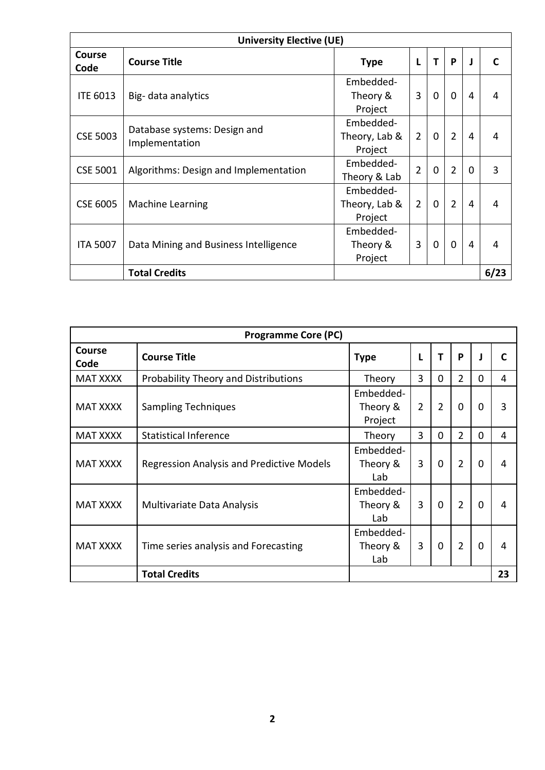| University Elective (UE) | | | | | | | |
|---|---|---|---|---|---|---|---|
| **Course Code** | **Course Title** | **Type** | **L** | **T** | **P** | **J** | **C** |
| ITE 6013 | Big- data analytics | Embedded-Theory & Project | 3 | 0 | 0 | 4 | 4 |
| CSE 5003 | Database systems: Design and Implementation | Embedded-Theory, Lab & Project | 2 | 0 | 2 | 4 | 4 |
| CSE 5001 | Algorithms: Design and Implementation | Embedded-Theory & Lab | 2 | 0 | 2 | 0 | 3 |
| CSE 6005 | Machine Learning | Embedded-Theory, Lab & Project | 2 | 0 | 2 | 4 | 4 |
| ITA 5007 | Data Mining and Business Intelligence | Embedded-Theory & Project | 3 | 0 | 0 | 4 | 4 |
| | **Total Credits** | | | | | | **6/23** |

| Programme Core (PC) | | | | | | | |
|---|---|---|---|---|---|---|---|
| **Course Code** | **Course Title** | **Type** | **L** | **T** | **P** | **J** | **C** |
| MAT XXXX | Probability Theory and Distributions | Theory | 3 | 0 | 2 | 0 | 4 |
| MAT XXXX | Sampling Techniques | Embedded-Theory & Project | 2 | 2 | 0 | 0 | 3 |
| MAT XXXX | Statistical Inference | Theory | 3 | 0 | 2 | 0 | 4 |
| MAT XXXX | Regression Analysis and Predictive Models | Embedded-Theory & Lab | 3 | 0 | 2 | 0 | 4 |
| MAT XXXX | Multivariate Data Analysis | Embedded-Theory & Lab | 3 | 0 | 2 | 0 | 4 |
| MAT XXXX | Time series analysis and Forecasting | Embedded-Theory & Lab | 3 | 0 | 2 | 0 | 4 |
| | **Total Credits** | | | | | | **23** |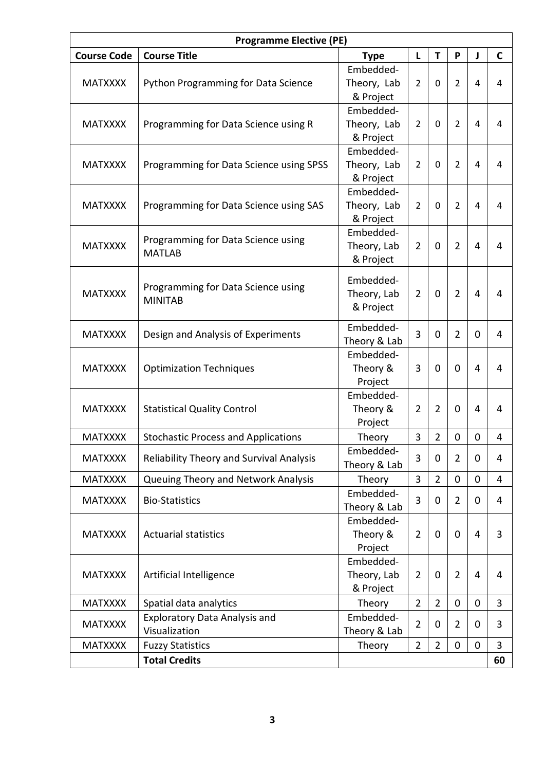| Programme Elective (PE) | | | | | | | |
|---|---|---|---|---|---|---|---|
| **Course Code** | **Course Title** | **Type** | **L** | **T** | **P** | **J** | **C** |
| MATXXXX | Python Programming for Data Science | Embedded-Theory, Lab & Project | 2 | 0 | 2 | 4 | 4 |
| MATXXXX | Programming for Data Science using R | Embedded-Theory, Lab & Project | 2 | 0 | 2 | 4 | 4 |
| MATXXXX | Programming for Data Science using SPSS | Embedded-Theory, Lab & Project | 2 | 0 | 2 | 4 | 4 |
| MATXXXX | Programming for Data Science using SAS | Embedded-Theory, Lab & Project | 2 | 0 | 2 | 4 | 4 |
| MATXXXX | Programming for Data Science using MATLAB | Embedded-Theory, Lab & Project | 2 | 0 | 2 | 4 | 4 |
| MATXXXX | Programming for Data Science using MINITAB | Embedded-Theory, Lab & Project | 2 | 0 | 2 | 4 | 4 |
| MATXXXX | Design and Analysis of Experiments | Embedded-Theory & Lab | 3 | 0 | 2 | 0 | 4 |
| MATXXXX | Optimization Techniques | Embedded-Theory & Project | 3 | 0 | 0 | 4 | 4 |
| MATXXXX | Statistical Quality Control | Embedded-Theory & Project | 2 | 2 | 0 | 4 | 4 |
| MATXXXX | Stochastic Process and Applications | Theory | 3 | 2 | 0 | 0 | 4 |
| MATXXXX | Reliability Theory and Survival Analysis | Embedded-Theory & Lab | 3 | 0 | 2 | 0 | 4 |
| MATXXXX | Queuing Theory and Network Analysis | Theory | 3 | 2 | 0 | 0 | 4 |
| MATXXXX | Bio-Statistics | Embedded-Theory & Lab | 3 | 0 | 2 | 0 | 4 |
| MATXXXX | Actuarial statistics | Embedded-Theory & Project | 2 | 0 | 0 | 4 | 3 |
| MATXXXX | Artificial Intelligence | Embedded-Theory, Lab & Project | 2 | 0 | 2 | 4 | 4 |
| MATXXXX | Spatial data analytics | Theory | 2 | 2 | 0 | 0 | 3 |
| MATXXXX | Exploratory Data Analysis and Visualization | Embedded-Theory & Lab | 2 | 0 | 2 | 0 | 3 |
| MATXXXX | Fuzzy Statistics | Theory | 2 | 2 | 0 | 0 | 3 |
| | **Total Credits** | | | | | | **60** |